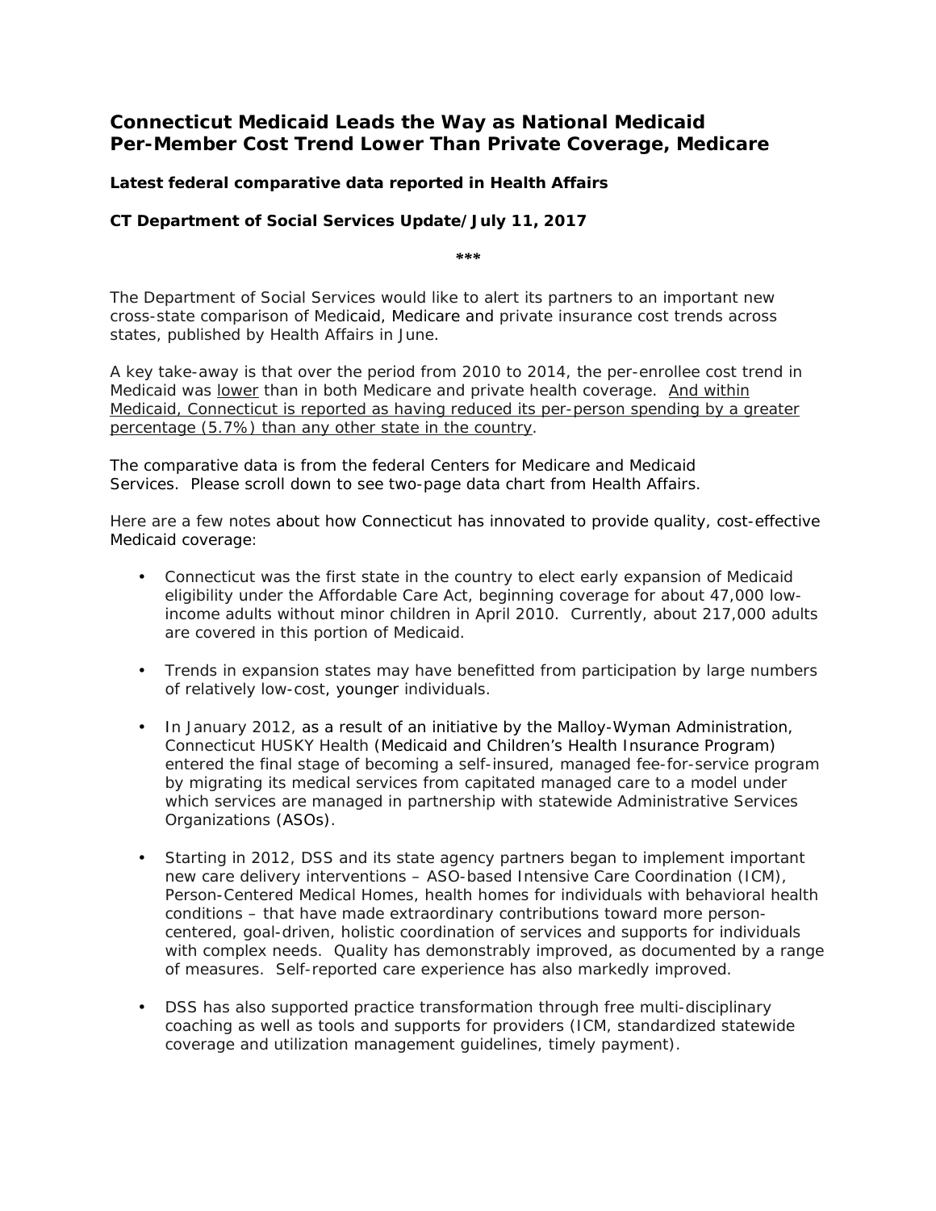# Connecticut Medicaid Leads the Way as National Medicaid Per-Member Cost Trend Lower Than Private Coverage, Medicare

### Latest federal comparative data reported in Health Affairs

### CT Department of Social Services Update/July 11, 2017

***

The Department of Social Services would like to alert its partners to an important new cross-state comparison of Medicaid, Medicare and private insurance cost trends across states, published by Health Affairs in June.

A key take-away is that over the period from 2010 to 2014, the per-enrollee cost trend in Medicaid was lower than in both Medicare and private health coverage. And within Medicaid, Connecticut is reported as having reduced its per-person spending by a greater percentage (5.7%) than any other state in the country.

The comparative data is from the federal Centers for Medicare and Medicaid Services. Please scroll down to see two-page data chart from Health Affairs.

Here are a few notes about how Connecticut has innovated to provide quality, cost-effective Medicaid coverage:

- Connecticut was the first state in the country to elect early expansion of Medicaid eligibility under the Affordable Care Act, beginning coverage for about 47,000 low-income adults without minor children in April 2010. Currently, about 217,000 adults are covered in this portion of Medicaid.
- Trends in expansion states may have benefitted from participation by large numbers of relatively low-cost, younger individuals.
- In January 2012, as a result of an initiative by the Malloy-Wyman Administration, Connecticut HUSKY Health (Medicaid and Children's Health Insurance Program) entered the final stage of becoming a self-insured, managed fee-for-service program by migrating its medical services from capitated managed care to a model under which services are managed in partnership with statewide Administrative Services Organizations (ASOs).
- Starting in 2012, DSS and its state agency partners began to implement important new care delivery interventions – ASO-based Intensive Care Coordination (ICM), Person-Centered Medical Homes, health homes for individuals with behavioral health conditions – that have made extraordinary contributions toward more person-centered, goal-driven, holistic coordination of services and supports for individuals with complex needs. Quality has demonstrably improved, as documented by a range of measures. Self-reported care experience has also markedly improved.
- DSS has also supported practice transformation through free multi-disciplinary coaching as well as tools and supports for providers (ICM, standardized statewide coverage and utilization management guidelines, timely payment).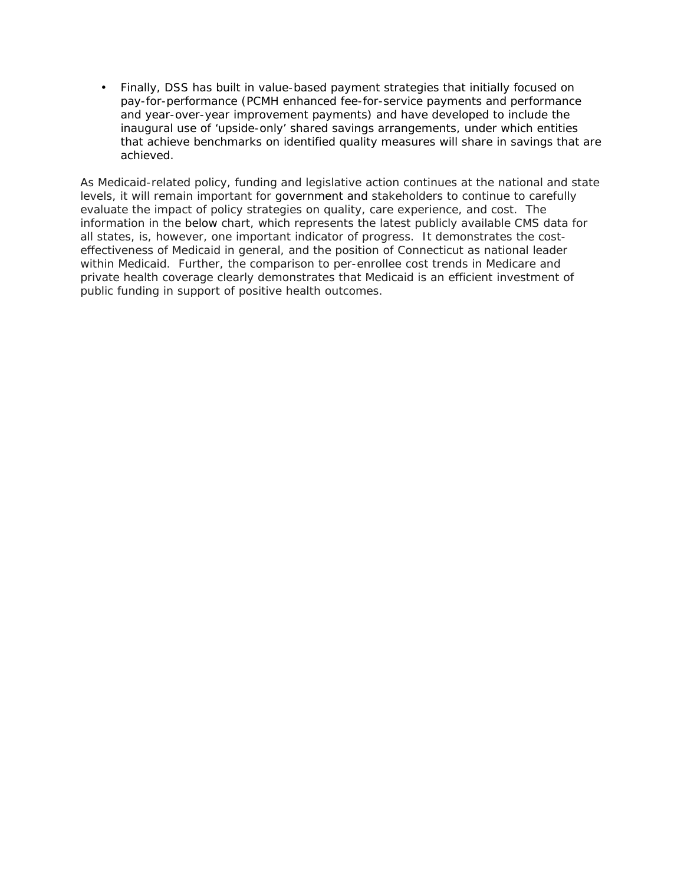- Finally, DSS has built in value-based payment strategies that initially focused on pay-for-performance (PCMH enhanced fee-for-service payments and performance and year-over-year improvement payments) and have developed to include the inaugural use of 'upside-only' shared savings arrangements, under which entities that achieve benchmarks on identified quality measures will share in savings that are achieved.

As Medicaid-related policy, funding and legislative action continues at the national and state levels, it will remain important for government and stakeholders to continue to carefully evaluate the impact of policy strategies on quality, care experience, and cost. The information in the below chart, which represents the latest publicly available CMS data for all states, is, however, one important indicator of progress. It demonstrates the cost-effectiveness of Medicaid in general, and the position of Connecticut as national leader within Medicaid. Further, the comparison to per-enrollee cost trends in Medicare and private health coverage clearly demonstrates that Medicaid is an efficient investment of public funding in support of positive health outcomes.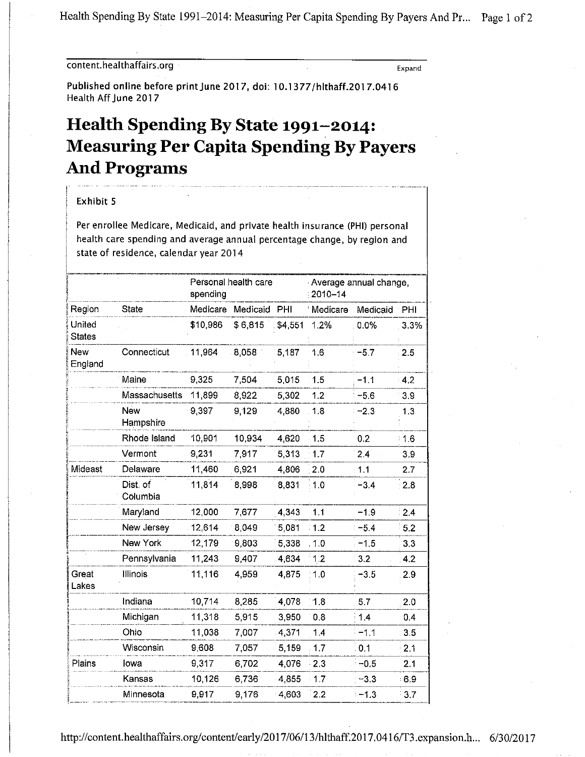content.healthaffairs.org

Expand

**Published online before print June 2017, doi: 10.1377/hlthaff.2017.0416**
Health Aff June 2017

# Health Spending By State 1991–2014: Measuring Per Capita Spending By Payers And Programs

Exhibit 5

Per enrollee Medicare, Medicaid, and private health insurance (PHI) personal health care spending and average annual percentage change, by region and state of residence, calendar year 2014

| | | Personal health care spending | | | Average annual change, 2010–14 | | |
|---|---|---|---|---|---|---|---|
| Region | State | Medicare | Medicaid | PHI | Medicare | Medicaid | PHI |
| United States | | $10,986 | $6,815 | $4,551 | 1.2% | 0.0% | 3.3% |
| New England | Connecticut | 11,964 | 8,058 | 5,187 | 1.6 | −5.7 | 2.5 |
| | Maine | 9,325 | 7,504 | 5,015 | 1.5 | −1.1 | 4.2 |
| | Massachusetts | 11,899 | 8,922 | 5,302 | 1.2 | −5.6 | 3.9 |
| | New Hampshire | 9,397 | 9,129 | 4,880 | 1.8 | −2.3 | 1.3 |
| | Rhode Island | 10,901 | 10,934 | 4,620 | 1.5 | 0.2 | 1.6 |
| | Vermont | 9,231 | 7,917 | 5,313 | 1.7 | 2.4 | 3.9 |
| Mideast | Delaware | 11,460 | 6,921 | 4,806 | 2.0 | 1.1 | 2.7 |
| | Dist. of Columbia | 11,814 | 8,998 | 8,831 | 1.0 | −3.4 | 2.8 |
| | Maryland | 12,000 | 7,677 | 4,343 | 1.1 | −1.9 | 2.4 |
| | New Jersey | 12,614 | 8,049 | 5,081 | 1.2 | −5.4 | 5.2 |
| | New York | 12,179 | 9,803 | 5,338 | 1.0 | −1.5 | 3.3 |
| | Pennsylvania | 11,243 | 9,407 | 4,634 | 1.2 | 3.2 | 4.2 |
| Great Lakes | Illinois | 11,116 | 4,959 | 4,875 | 1.0 | −3.5 | 2.9 |
| | Indiana | 10,714 | 8,285 | 4,078 | 1.8 | 5.7 | 2.0 |
| | Michigan | 11,318 | 5,915 | 3,950 | 0.8 | 1.4 | 0.4 |
| | Ohio | 11,038 | 7,007 | 4,371 | 1.4 | −1.1 | 3.5 |
| | Wisconsin | 9,608 | 7,057 | 5,159 | 1.7 | 0.1 | 2.1 |
| Plains | Iowa | 9,317 | 6,702 | 4,076 | 2.3 | −0.5 | 2.1 |
| | Kansas | 10,126 | 6,736 | 4,855 | 1.7 | −3.3 | 6.9 |
| | Minnesota | 9,917 | 9,176 | 4,603 | 2.2 | −1.3 | 3.7 |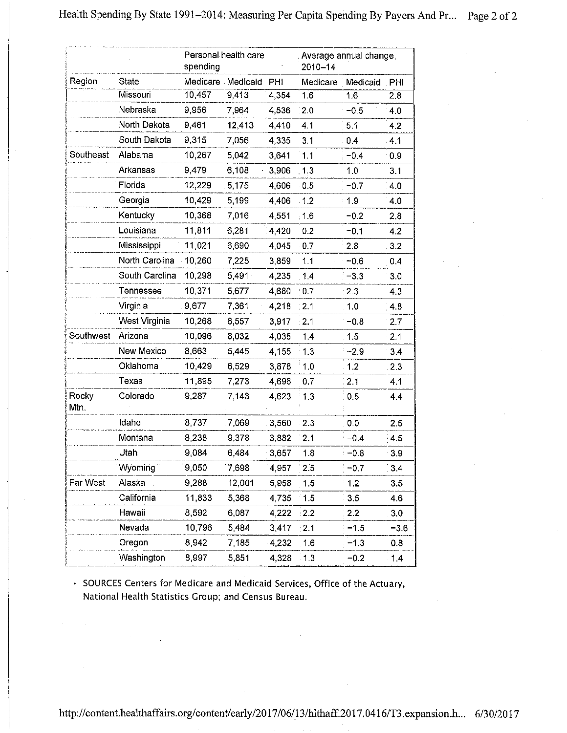| | | Personal health care spending | | | Average annual change, 2010–14 | | |
|---|---|---|---|---|---|---|---|
| Region | State | Medicare | Medicaid | PHI | Medicare | Medicaid | PHI |
| | Missouri | 10,457 | 9,413 | 4,354 | 1.6 | 1.6 | 2.8 |
| | Nebraska | 9,956 | 7,964 | 4,536 | 2.0 | −0.5 | 4.0 |
| | North Dakota | 9,461 | 12,413 | 4,410 | 4.1 | 5.1 | 4.2 |
| | South Dakota | 9,315 | 7,056 | 4,335 | 3.1 | 0.4 | 4.1 |
| Southeast | Alabama | 10,267 | 5,042 | 3,641 | 1.1 | −0.4 | 0.9 |
| | Arkansas | 9,479 | 6,108 | 3,906 | 1.3 | 1.0 | 3.1 |
| | Florida | 12,229 | 5,175 | 4,606 | 0.5 | −0.7 | 4.0 |
| | Georgia | 10,429 | 5,199 | 4,406 | 1.2 | 1.9 | 4.0 |
| | Kentucky | 10,368 | 7,016 | 4,551 | 1.6 | −0.2 | 2.8 |
| | Louisiana | 11,811 | 6,281 | 4,420 | 0.2 | −0.1 | 4.2 |
| | Mississippi | 11,021 | 6,690 | 4,045 | 0.7 | 2.8 | 3.2 |
| | North Carolina | 10,260 | 7,225 | 3,859 | 1.1 | −0.6 | 0.4 |
| | South Carolina | 10,298 | 5,491 | 4,235 | 1.4 | −3.3 | 3.0 |
| | Tennessee | 10,371 | 5,677 | 4,680 | 0.7 | 2.3 | 4.3 |
| | Virginia | 9,677 | 7,361 | 4,218 | 2.1 | 1.0 | 4.8 |
| | West Virginia | 10,268 | 6,557 | 3,917 | 2.1 | −0.8 | 2.7 |
| Southwest | Arizona | 10,096 | 6,032 | 4,035 | 1.4 | 1.5 | 2.1 |
| | New Mexico | 8,663 | 5,445 | 4,155 | 1.3 | −2.9 | 3.4 |
| | Oklahoma | 10,429 | 6,529 | 3,878 | 1.0 | 1.2 | 2.3 |
| | Texas | 11,895 | 7,273 | 4,696 | 0.7 | 2.1 | 4.1 |
| Rocky Mtn. | Colorado | 9,287 | 7,143 | 4,623 | 1.3 | 0.5 | 4.4 |
| | Idaho | 8,737 | 7,069 | 3,560 | 2.3 | 0.0 | 2.5 |
| | Montana | 8,238 | 9,378 | 3,882 | 2.1 | −0.4 | 4.5 |
| | Utah | 9,084 | 6,484 | 3,657 | 1.8 | −0.8 | 3.9 |
| | Wyoming | 9,050 | 7,698 | 4,957 | 2.5 | −0.7 | 3.4 |
| Far West | Alaska | 9,288 | 12,001 | 5,958 | 1.5 | 1.2 | 3.5 |
| | California | 11,833 | 5,368 | 4,735 | 1.5 | 3.5 | 4.6 |
| | Hawaii | 8,592 | 6,087 | 4,222 | 2.2 | 2.2 | 3.0 |
| | Nevada | 10,796 | 5,484 | 3,417 | 2.1 | −1.5 | −3.6 |
| | Oregon | 8,942 | 7,185 | 4,232 | 1.6 | −1.3 | 0.8 |
| | Washington | 8,997 | 5,851 | 4,328 | 1.3 | −0.2 | 1.4 |

- SOURCES Centers for Medicare and Medicaid Services, Office of the Actuary, National Health Statistics Group; and Census Bureau.